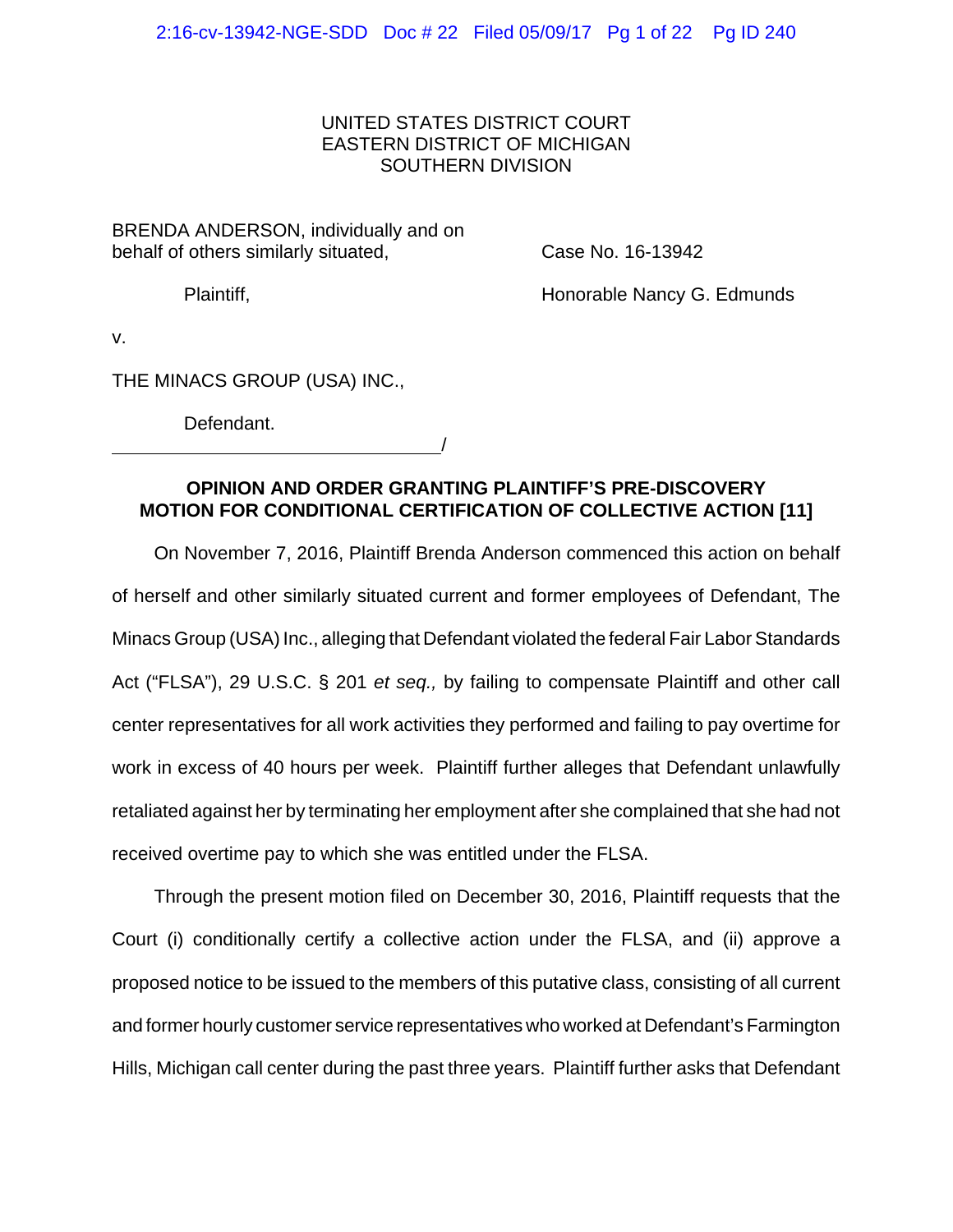UNITED STATES DISTRICT COURT
EASTERN DISTRICT OF MICHIGAN
SOUTHERN DIVISION

BRENDA ANDERSON, individually and on behalf of others similarly situated,

Plaintiff,

Case No. 16-13942

Honorable Nancy G. Edmunds

v.

THE MINACS GROUP (USA) INC.,

Defendant.
_________________________________/

**OPINION AND ORDER GRANTING PLAINTIFF'S PRE-DISCOVERY MOTION FOR CONDITIONAL CERTIFICATION OF COLLECTIVE ACTION [11]**

On November 7, 2016, Plaintiff Brenda Anderson commenced this action on behalf of herself and other similarly situated current and former employees of Defendant, The Minacs Group (USA) Inc., alleging that Defendant violated the federal Fair Labor Standards Act ("FLSA"), 29 U.S.C. § 201 *et seq.,* by failing to compensate Plaintiff and other call center representatives for all work activities they performed and failing to pay overtime for work in excess of 40 hours per week. Plaintiff further alleges that Defendant unlawfully retaliated against her by terminating her employment after she complained that she had not received overtime pay to which she was entitled under the FLSA.

Through the present motion filed on December 30, 2016, Plaintiff requests that the Court (i) conditionally certify a collective action under the FLSA, and (ii) approve a proposed notice to be issued to the members of this putative class, consisting of all current and former hourly customer service representatives who worked at Defendant's Farmington Hills, Michigan call center during the past three years. Plaintiff further asks that Defendant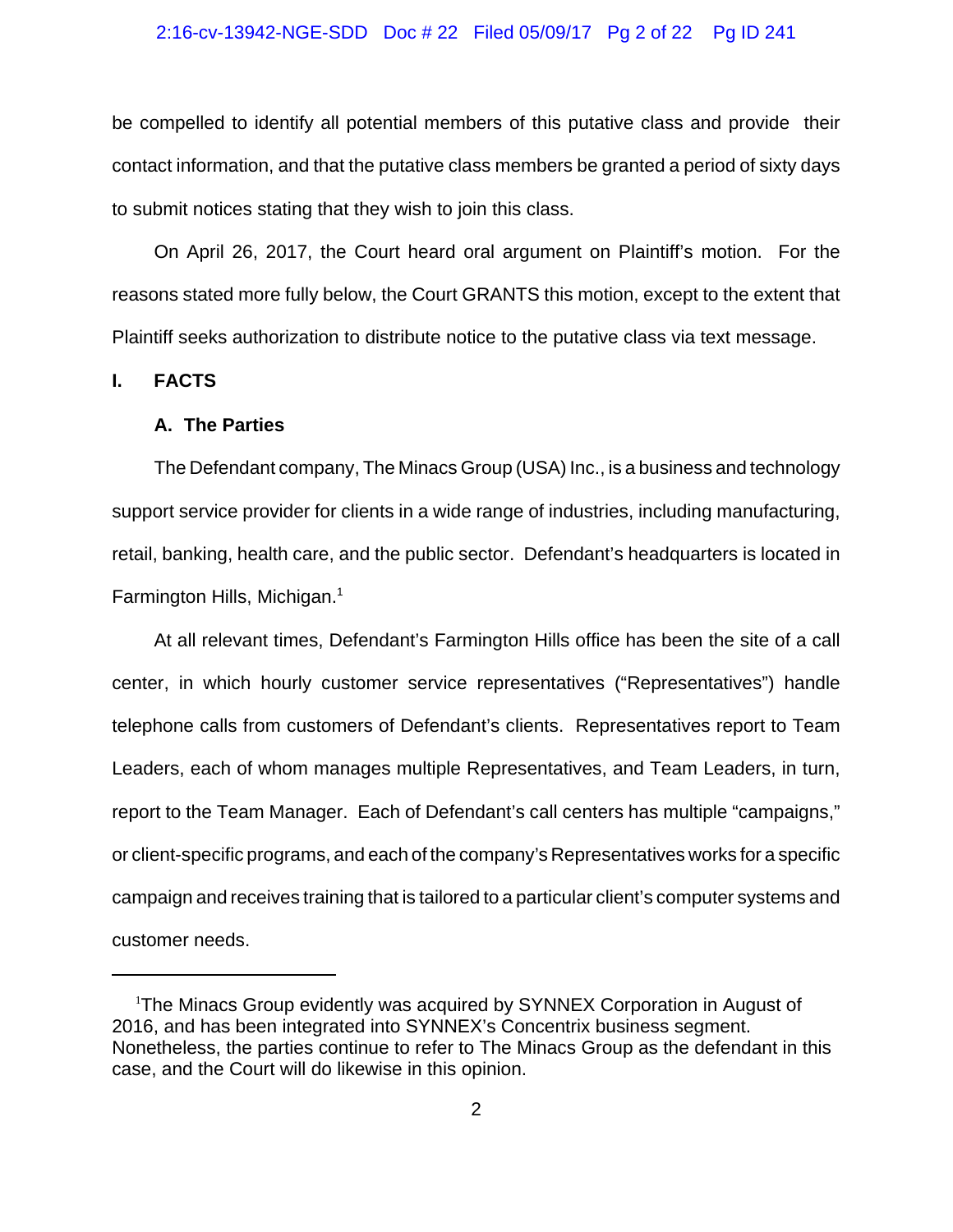be compelled to identify all potential members of this putative class and provide their contact information, and that the putative class members be granted a period of sixty days to submit notices stating that they wish to join this class.

On April 26, 2017, the Court heard oral argument on Plaintiff's motion. For the reasons stated more fully below, the Court GRANTS this motion, except to the extent that Plaintiff seeks authorization to distribute notice to the putative class via text message.

## I. FACTS

### A. The Parties

The Defendant company, The Minacs Group (USA) Inc., is a business and technology support service provider for clients in a wide range of industries, including manufacturing, retail, banking, health care, and the public sector. Defendant's headquarters is located in Farmington Hills, Michigan.[1]

At all relevant times, Defendant's Farmington Hills office has been the site of a call center, in which hourly customer service representatives ("Representatives") handle telephone calls from customers of Defendant's clients. Representatives report to Team Leaders, each of whom manages multiple Representatives, and Team Leaders, in turn, report to the Team Manager. Each of Defendant's call centers has multiple "campaigns," or client-specific programs, and each of the company's Representatives works for a specific campaign and receives training that is tailored to a particular client's computer systems and customer needs.

---

[1]The Minacs Group evidently was acquired by SYNNEX Corporation in August of 2016, and has been integrated into SYNNEX's Concentrix business segment. Nonetheless, the parties continue to refer to The Minacs Group as the defendant in this case, and the Court will do likewise in this opinion.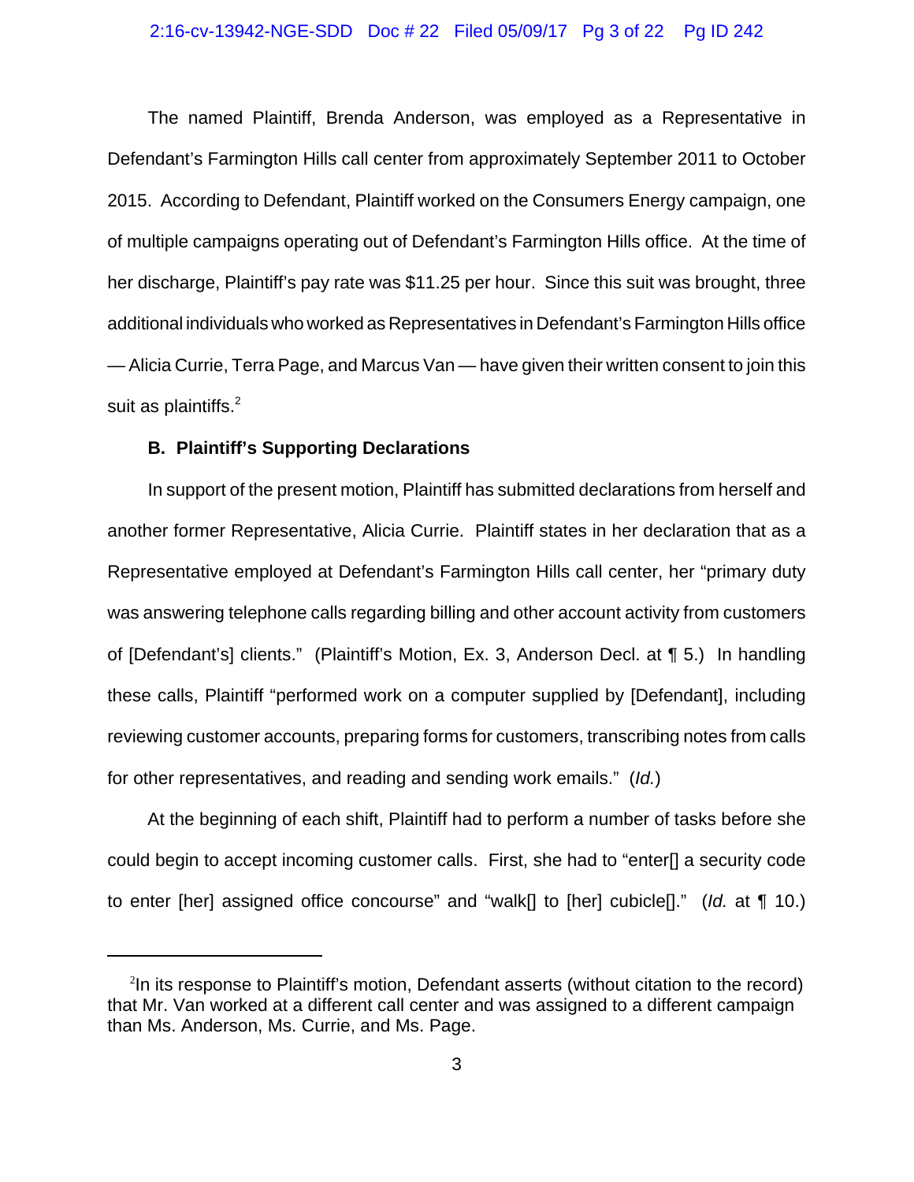The named Plaintiff, Brenda Anderson, was employed as a Representative in Defendant's Farmington Hills call center from approximately September 2011 to October 2015. According to Defendant, Plaintiff worked on the Consumers Energy campaign, one of multiple campaigns operating out of Defendant's Farmington Hills office. At the time of her discharge, Plaintiff's pay rate was $11.25 per hour. Since this suit was brought, three additional individuals who worked as Representatives in Defendant's Farmington Hills office — Alicia Currie, Terra Page, and Marcus Van — have given their written consent to join this suit as plaintiffs.[2]

### B. Plaintiff's Supporting Declarations

In support of the present motion, Plaintiff has submitted declarations from herself and another former Representative, Alicia Currie. Plaintiff states in her declaration that as a Representative employed at Defendant's Farmington Hills call center, her "primary duty was answering telephone calls regarding billing and other account activity from customers of [Defendant's] clients." (Plaintiff's Motion, Ex. 3, Anderson Decl. at ¶ 5.) In handling these calls, Plaintiff "performed work on a computer supplied by [Defendant], including reviewing customer accounts, preparing forms for customers, transcribing notes from calls for other representatives, and reading and sending work emails." (*Id.*)

At the beginning of each shift, Plaintiff had to perform a number of tasks before she could begin to accept incoming customer calls. First, she had to "enter[] a security code to enter [her] assigned office concourse" and "walk[] to [her] cubicle[]." (*Id.* at ¶ 10.)

---

[2]In its response to Plaintiff's motion, Defendant asserts (without citation to the record) that Mr. Van worked at a different call center and was assigned to a different campaign than Ms. Anderson, Ms. Currie, and Ms. Page.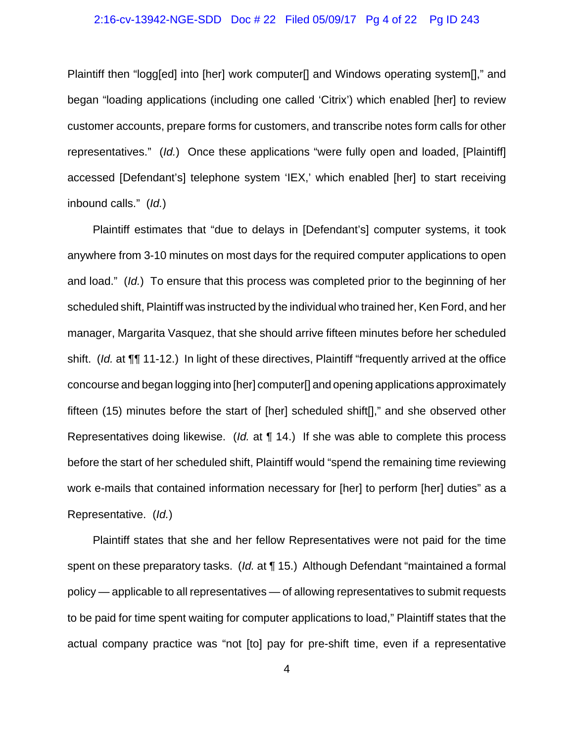Plaintiff then "logg[ed] into [her] work computer[] and Windows operating system[]," and began "loading applications (including one called 'Citrix') which enabled [her] to review customer accounts, prepare forms for customers, and transcribe notes form calls for other representatives." (*Id.*) Once these applications "were fully open and loaded, [Plaintiff] accessed [Defendant's] telephone system 'IEX,' which enabled [her] to start receiving inbound calls." (*Id.*)

Plaintiff estimates that "due to delays in [Defendant's] computer systems, it took anywhere from 3-10 minutes on most days for the required computer applications to open and load." (*Id.*) To ensure that this process was completed prior to the beginning of her scheduled shift, Plaintiff was instructed by the individual who trained her, Ken Ford, and her manager, Margarita Vasquez, that she should arrive fifteen minutes before her scheduled shift. (*Id.* at ¶¶ 11-12.) In light of these directives, Plaintiff "frequently arrived at the office concourse and began logging into [her] computer[] and opening applications approximately fifteen (15) minutes before the start of [her] scheduled shift[]," and she observed other Representatives doing likewise. (*Id.* at ¶ 14.) If she was able to complete this process before the start of her scheduled shift, Plaintiff would "spend the remaining time reviewing work e-mails that contained information necessary for [her] to perform [her] duties" as a Representative. (*Id.*)

Plaintiff states that she and her fellow Representatives were not paid for the time spent on these preparatory tasks. (*Id.* at ¶ 15.) Although Defendant "maintained a formal policy — applicable to all representatives — of allowing representatives to submit requests to be paid for time spent waiting for computer applications to load," Plaintiff states that the actual company practice was "not [to] pay for pre-shift time, even if a representative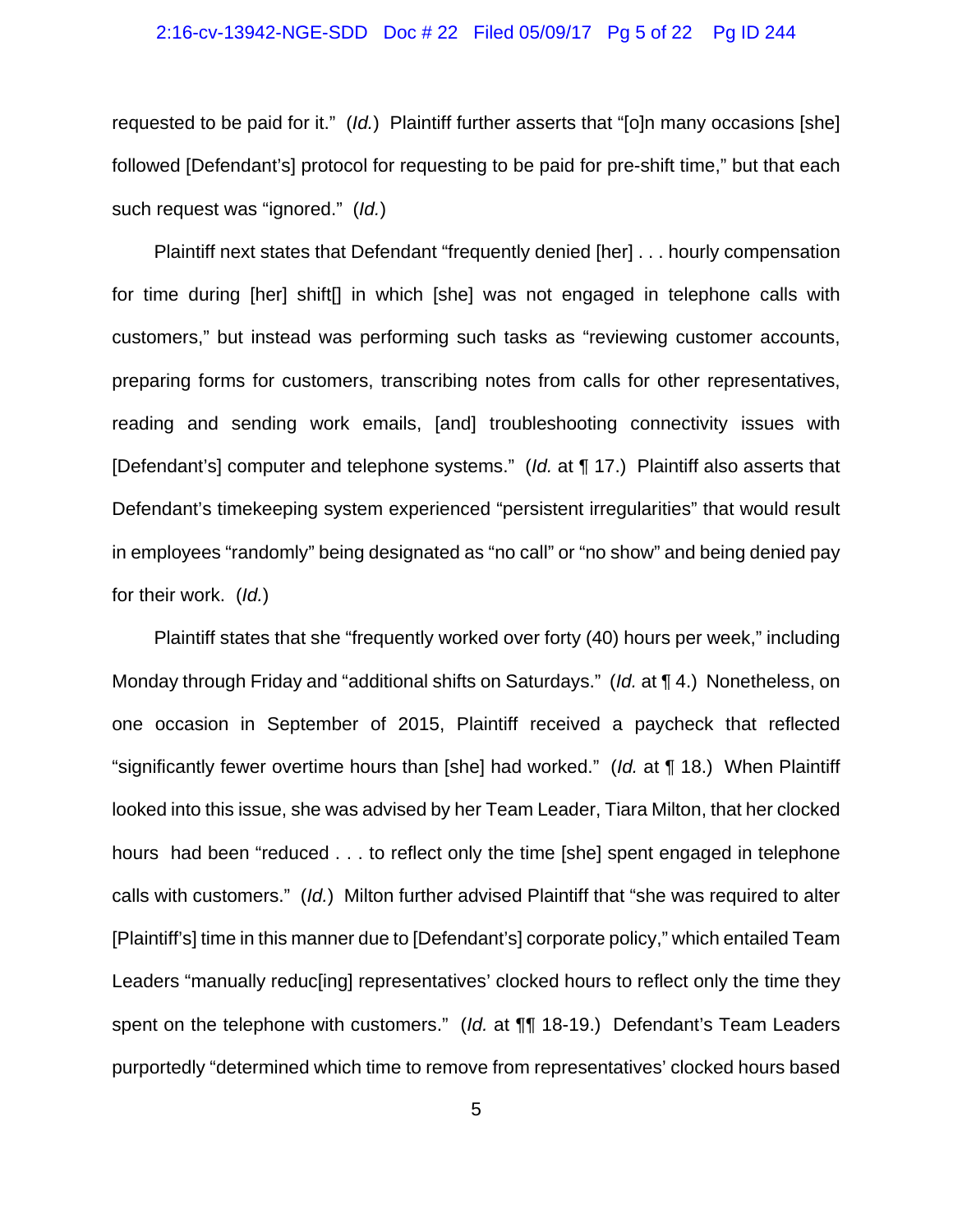requested to be paid for it." (*Id.*) Plaintiff further asserts that "[o]n many occasions [she] followed [Defendant's] protocol for requesting to be paid for pre-shift time," but that each such request was "ignored." (*Id.*)

Plaintiff next states that Defendant "frequently denied [her] . . . hourly compensation for time during [her] shift[] in which [she] was not engaged in telephone calls with customers," but instead was performing such tasks as "reviewing customer accounts, preparing forms for customers, transcribing notes from calls for other representatives, reading and sending work emails, [and] troubleshooting connectivity issues with [Defendant's] computer and telephone systems." (*Id.* at ¶ 17.) Plaintiff also asserts that Defendant's timekeeping system experienced "persistent irregularities" that would result in employees "randomly" being designated as "no call" or "no show" and being denied pay for their work. (*Id.*)

Plaintiff states that she "frequently worked over forty (40) hours per week," including Monday through Friday and "additional shifts on Saturdays." (*Id.* at ¶ 4.) Nonetheless, on one occasion in September of 2015, Plaintiff received a paycheck that reflected "significantly fewer overtime hours than [she] had worked." (*Id.* at ¶ 18.) When Plaintiff looked into this issue, she was advised by her Team Leader, Tiara Milton, that her clocked hours had been "reduced . . . to reflect only the time [she] spent engaged in telephone calls with customers." (*Id.*) Milton further advised Plaintiff that "she was required to alter [Plaintiff's] time in this manner due to [Defendant's] corporate policy," which entailed Team Leaders "manually reduc[ing] representatives' clocked hours to reflect only the time they spent on the telephone with customers." (*Id.* at ¶¶ 18-19.) Defendant's Team Leaders purportedly "determined which time to remove from representatives' clocked hours based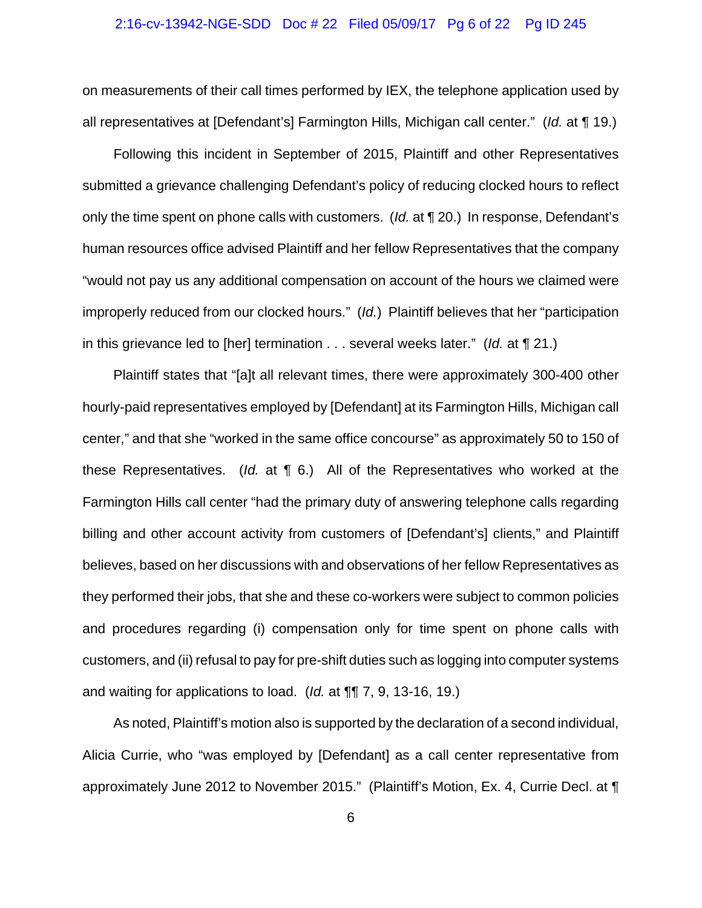on measurements of their call times performed by IEX, the telephone application used by all representatives at [Defendant's] Farmington Hills, Michigan call center." (*Id.* at ¶ 19.)

Following this incident in September of 2015, Plaintiff and other Representatives submitted a grievance challenging Defendant's policy of reducing clocked hours to reflect only the time spent on phone calls with customers. (*Id.* at ¶ 20.) In response, Defendant's human resources office advised Plaintiff and her fellow Representatives that the company "would not pay us any additional compensation on account of the hours we claimed were improperly reduced from our clocked hours." (*Id.*) Plaintiff believes that her "participation in this grievance led to [her] termination . . . several weeks later." (*Id.* at ¶ 21.)

Plaintiff states that "[a]t all relevant times, there were approximately 300-400 other hourly-paid representatives employed by [Defendant] at its Farmington Hills, Michigan call center," and that she "worked in the same office concourse" as approximately 50 to 150 of these Representatives. (*Id.* at ¶ 6.) All of the Representatives who worked at the Farmington Hills call center "had the primary duty of answering telephone calls regarding billing and other account activity from customers of [Defendant's] clients," and Plaintiff believes, based on her discussions with and observations of her fellow Representatives as they performed their jobs, that she and these co-workers were subject to common policies and procedures regarding (i) compensation only for time spent on phone calls with customers, and (ii) refusal to pay for pre-shift duties such as logging into computer systems and waiting for applications to load. (*Id.* at ¶¶ 7, 9, 13-16, 19.)

As noted, Plaintiff's motion also is supported by the declaration of a second individual, Alicia Currie, who "was employed by [Defendant] as a call center representative from approximately June 2012 to November 2015." (Plaintiff's Motion, Ex. 4, Currie Decl. at ¶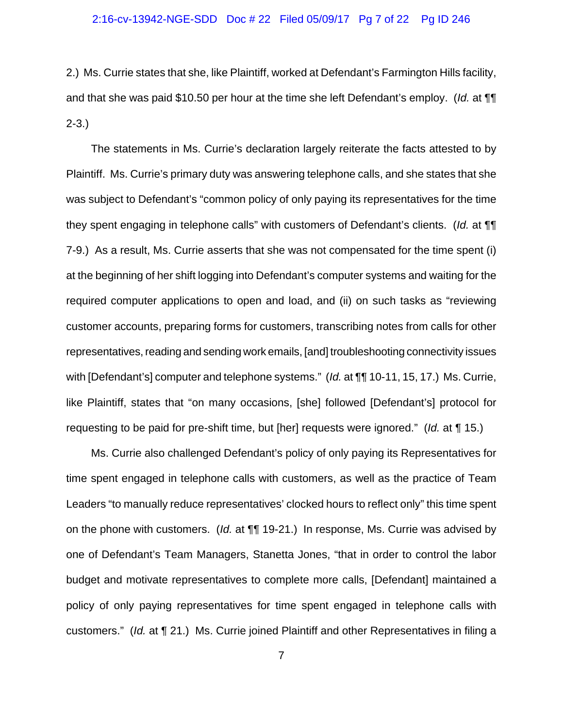2.) Ms. Currie states that she, like Plaintiff, worked at Defendant's Farmington Hills facility, and that she was paid $10.50 per hour at the time she left Defendant's employ. (*Id.* at ¶¶ 2-3.)

The statements in Ms. Currie's declaration largely reiterate the facts attested to by Plaintiff. Ms. Currie's primary duty was answering telephone calls, and she states that she was subject to Defendant's "common policy of only paying its representatives for the time they spent engaging in telephone calls" with customers of Defendant's clients. (*Id.* at ¶¶ 7-9.) As a result, Ms. Currie asserts that she was not compensated for the time spent (i) at the beginning of her shift logging into Defendant's computer systems and waiting for the required computer applications to open and load, and (ii) on such tasks as "reviewing customer accounts, preparing forms for customers, transcribing notes from calls for other representatives, reading and sending work emails, [and] troubleshooting connectivity issues with [Defendant's] computer and telephone systems." (*Id.* at ¶¶ 10-11, 15, 17.) Ms. Currie, like Plaintiff, states that "on many occasions, [she] followed [Defendant's] protocol for requesting to be paid for pre-shift time, but [her] requests were ignored." (*Id.* at ¶ 15.)

Ms. Currie also challenged Defendant's policy of only paying its Representatives for time spent engaged in telephone calls with customers, as well as the practice of Team Leaders "to manually reduce representatives' clocked hours to reflect only" this time spent on the phone with customers. (*Id.* at ¶¶ 19-21.) In response, Ms. Currie was advised by one of Defendant's Team Managers, Stanetta Jones, "that in order to control the labor budget and motivate representatives to complete more calls, [Defendant] maintained a policy of only paying representatives for time spent engaged in telephone calls with customers." (*Id.* at ¶ 21.) Ms. Currie joined Plaintiff and other Representatives in filing a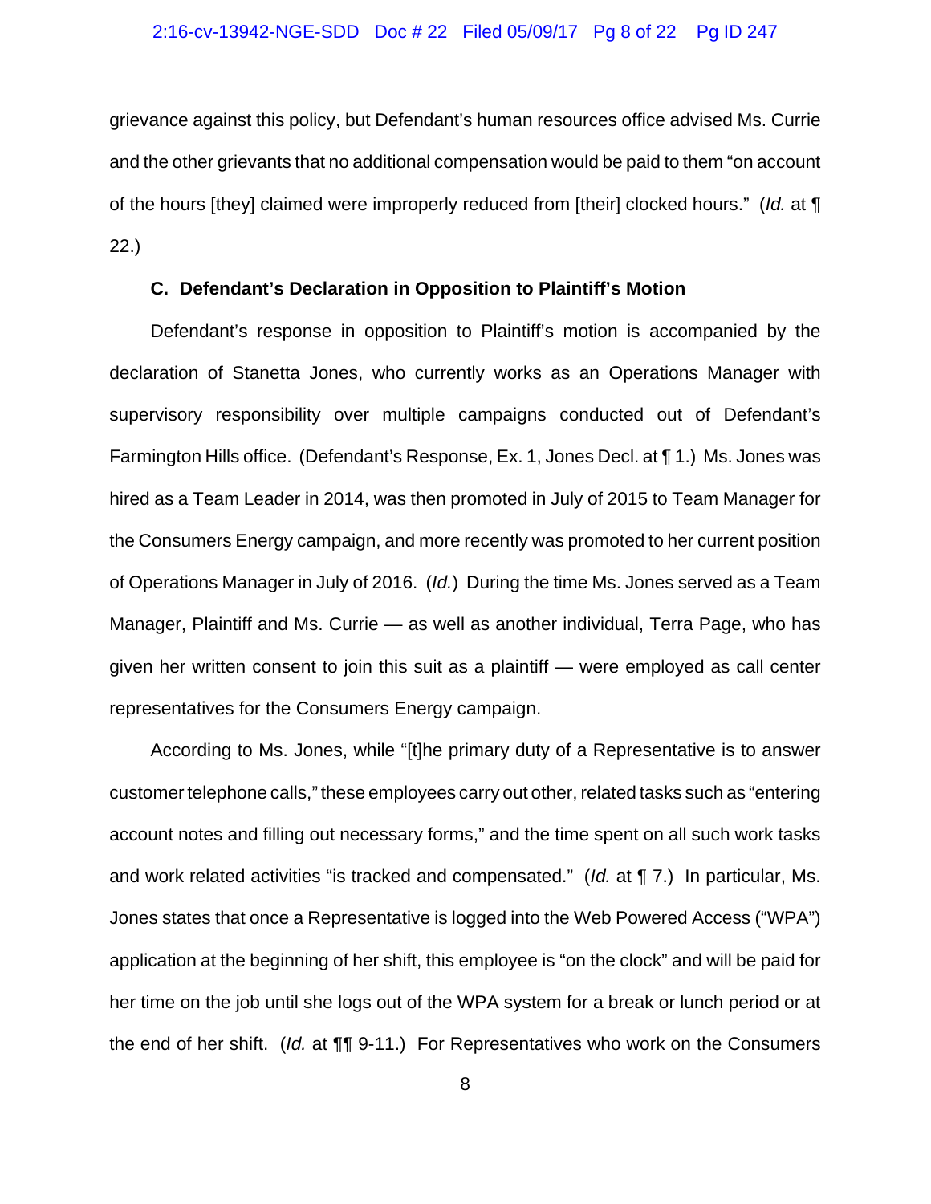grievance against this policy, but Defendant's human resources office advised Ms. Currie and the other grievants that no additional compensation would be paid to them "on account of the hours [they] claimed were improperly reduced from [their] clocked hours." (*Id.* at ¶ 22.)

### C. Defendant's Declaration in Opposition to Plaintiff's Motion

Defendant's response in opposition to Plaintiff's motion is accompanied by the declaration of Stanetta Jones, who currently works as an Operations Manager with supervisory responsibility over multiple campaigns conducted out of Defendant's Farmington Hills office. (Defendant's Response, Ex. 1, Jones Decl. at ¶ 1.) Ms. Jones was hired as a Team Leader in 2014, was then promoted in July of 2015 to Team Manager for the Consumers Energy campaign, and more recently was promoted to her current position of Operations Manager in July of 2016. (*Id.*) During the time Ms. Jones served as a Team Manager, Plaintiff and Ms. Currie — as well as another individual, Terra Page, who has given her written consent to join this suit as a plaintiff — were employed as call center representatives for the Consumers Energy campaign.

According to Ms. Jones, while "[t]he primary duty of a Representative is to answer customer telephone calls," these employees carry out other, related tasks such as "entering account notes and filling out necessary forms," and the time spent on all such work tasks and work related activities "is tracked and compensated." (*Id.* at ¶ 7.) In particular, Ms. Jones states that once a Representative is logged into the Web Powered Access ("WPA") application at the beginning of her shift, this employee is "on the clock" and will be paid for her time on the job until she logs out of the WPA system for a break or lunch period or at the end of her shift. (*Id.* at ¶¶ 9-11.) For Representatives who work on the Consumers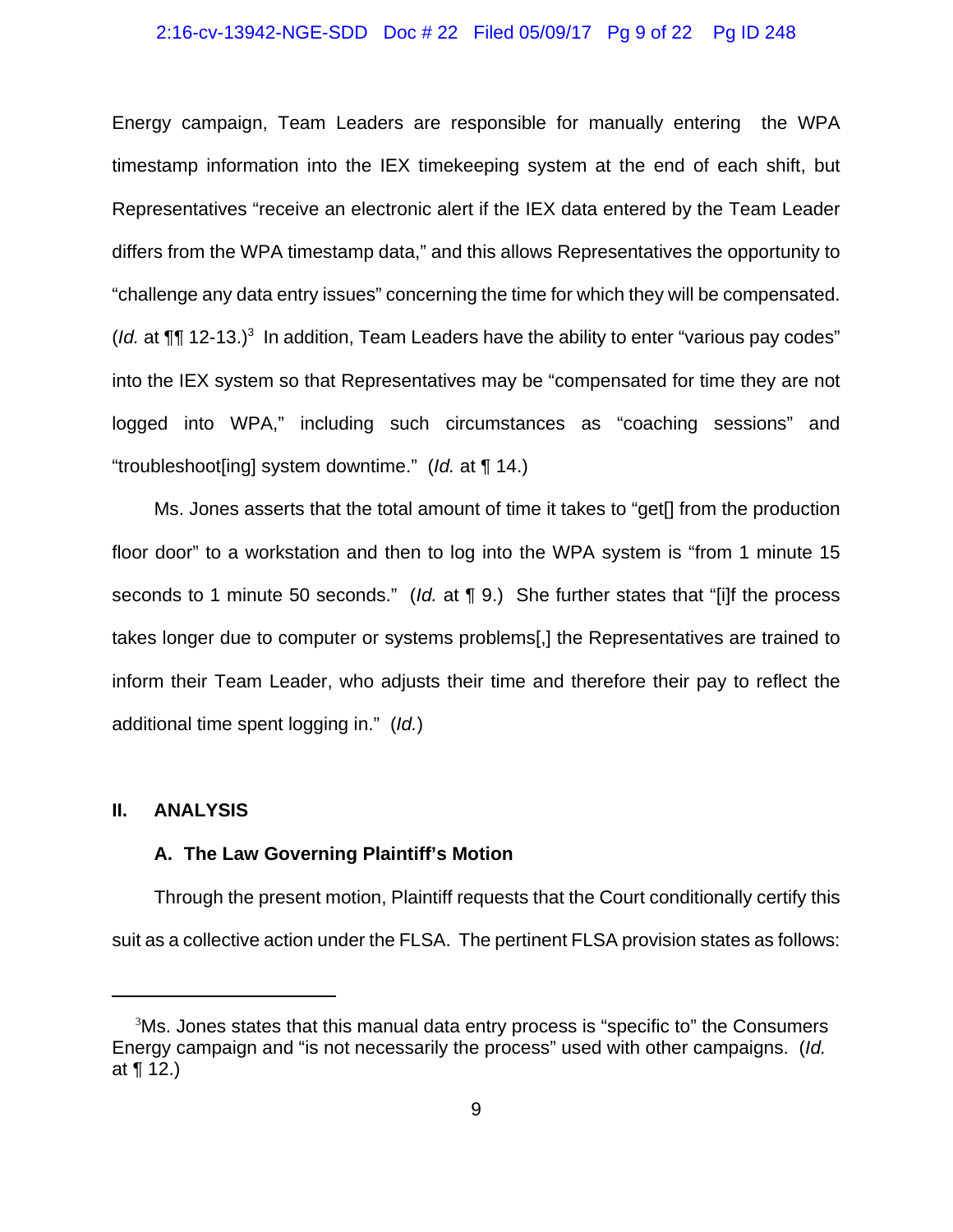Energy campaign, Team Leaders are responsible for manually entering the WPA timestamp information into the IEX timekeeping system at the end of each shift, but Representatives "receive an electronic alert if the IEX data entered by the Team Leader differs from the WPA timestamp data," and this allows Representatives the opportunity to "challenge any data entry issues" concerning the time for which they will be compensated. (*Id.* at ¶¶ 12-13.)[3] In addition, Team Leaders have the ability to enter "various pay codes" into the IEX system so that Representatives may be "compensated for time they are not logged into WPA," including such circumstances as "coaching sessions" and "troubleshoot[ing] system downtime." (*Id.* at ¶ 14.)

Ms. Jones asserts that the total amount of time it takes to "get[] from the production floor door" to a workstation and then to log into the WPA system is "from 1 minute 15 seconds to 1 minute 50 seconds." (*Id.* at ¶ 9.) She further states that "[i]f the process takes longer due to computer or systems problems[,] the Representatives are trained to inform their Team Leader, who adjusts their time and therefore their pay to reflect the additional time spent logging in." (*Id.*)

## II. ANALYSIS

### A. The Law Governing Plaintiff's Motion

Through the present motion, Plaintiff requests that the Court conditionally certify this suit as a collective action under the FLSA. The pertinent FLSA provision states as follows:

---

[3] Ms. Jones states that this manual data entry process is "specific to" the Consumers Energy campaign and "is not necessarily the process" used with other campaigns. (*Id.* at ¶ 12.)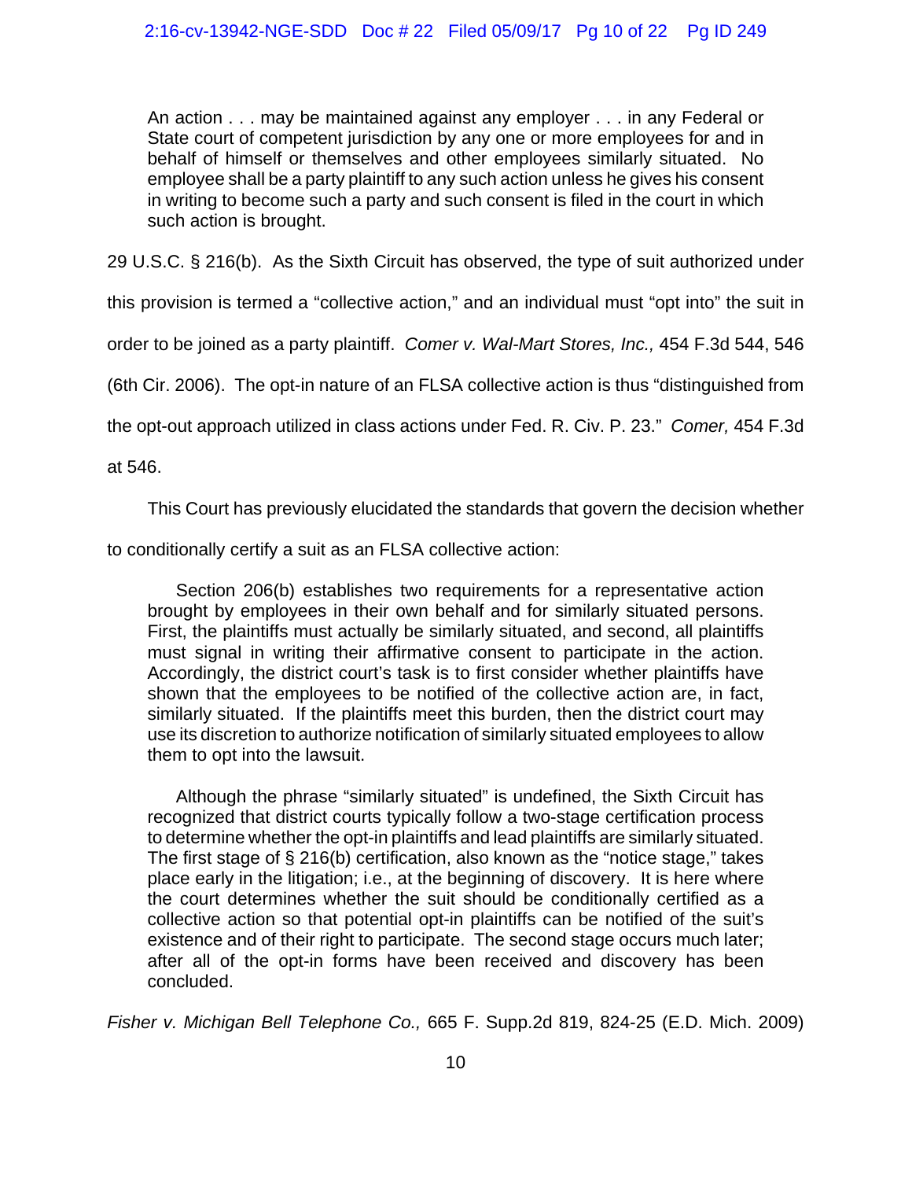> An action . . . may be maintained against any employer . . . in any Federal or State court of competent jurisdiction by any one or more employees for and in behalf of himself or themselves and other employees similarly situated. No employee shall be a party plaintiff to any such action unless he gives his consent in writing to become such a party and such consent is filed in the court in which such action is brought.

29 U.S.C. § 216(b). As the Sixth Circuit has observed, the type of suit authorized under this provision is termed a "collective action," and an individual must "opt into" the suit in order to be joined as a party plaintiff. *Comer v. Wal-Mart Stores, Inc.,* 454 F.3d 544, 546 (6th Cir. 2006). The opt-in nature of an FLSA collective action is thus "distinguished from the opt-out approach utilized in class actions under Fed. R. Civ. P. 23." *Comer,* 454 F.3d at 546.

This Court has previously elucidated the standards that govern the decision whether to conditionally certify a suit as an FLSA collective action:

> Section 206(b) establishes two requirements for a representative action brought by employees in their own behalf and for similarly situated persons. First, the plaintiffs must actually be similarly situated, and second, all plaintiffs must signal in writing their affirmative consent to participate in the action. Accordingly, the district court's task is to first consider whether plaintiffs have shown that the employees to be notified of the collective action are, in fact, similarly situated. If the plaintiffs meet this burden, then the district court may use its discretion to authorize notification of similarly situated employees to allow them to opt into the lawsuit.
>
> Although the phrase "similarly situated" is undefined, the Sixth Circuit has recognized that district courts typically follow a two-stage certification process to determine whether the opt-in plaintiffs and lead plaintiffs are similarly situated. The first stage of § 216(b) certification, also known as the "notice stage," takes place early in the litigation; i.e., at the beginning of discovery. It is here where the court determines whether the suit should be conditionally certified as a collective action so that potential opt-in plaintiffs can be notified of the suit's existence and of their right to participate. The second stage occurs much later; after all of the opt-in forms have been received and discovery has been concluded.

*Fisher v. Michigan Bell Telephone Co.,* 665 F. Supp.2d 819, 824-25 (E.D. Mich. 2009)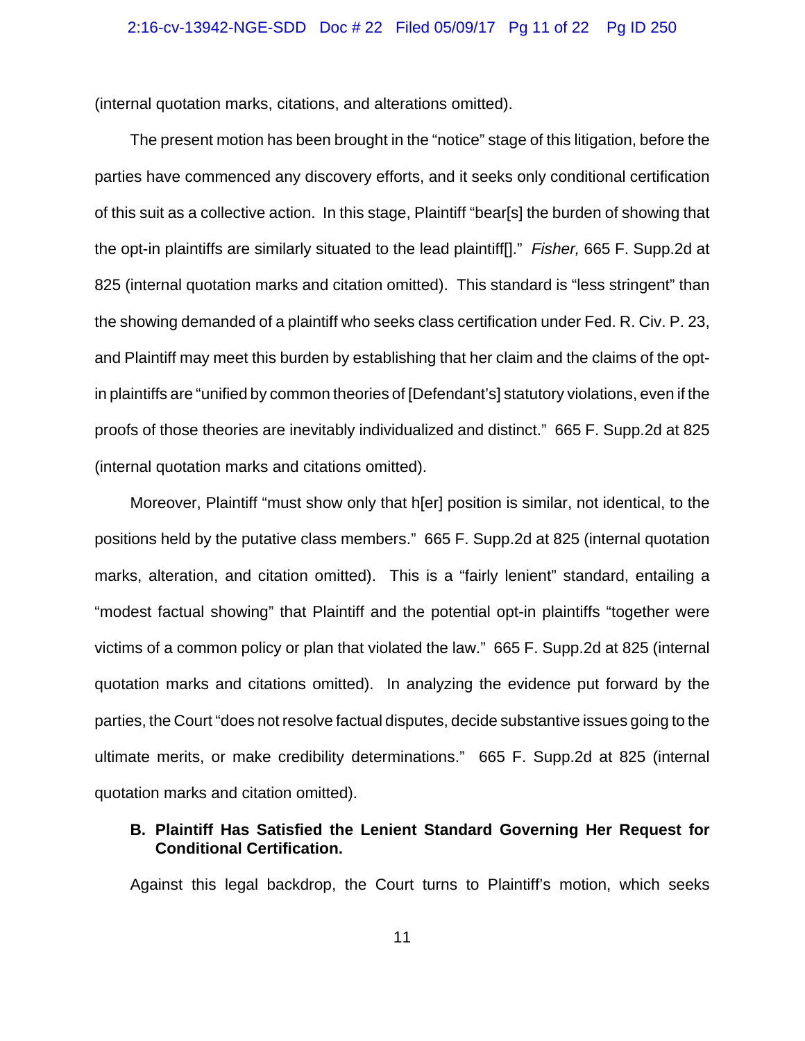(internal quotation marks, citations, and alterations omitted).

The present motion has been brought in the "notice" stage of this litigation, before the parties have commenced any discovery efforts, and it seeks only conditional certification of this suit as a collective action. In this stage, Plaintiff "bear[s] the burden of showing that the opt-in plaintiffs are similarly situated to the lead plaintiff[]." *Fisher,* 665 F. Supp.2d at 825 (internal quotation marks and citation omitted). This standard is "less stringent" than the showing demanded of a plaintiff who seeks class certification under Fed. R. Civ. P. 23, and Plaintiff may meet this burden by establishing that her claim and the claims of the opt-in plaintiffs are "unified by common theories of [Defendant's] statutory violations, even if the proofs of those theories are inevitably individualized and distinct." 665 F. Supp.2d at 825 (internal quotation marks and citations omitted).

Moreover, Plaintiff "must show only that h[er] position is similar, not identical, to the positions held by the putative class members." 665 F. Supp.2d at 825 (internal quotation marks, alteration, and citation omitted). This is a "fairly lenient" standard, entailing a "modest factual showing" that Plaintiff and the potential opt-in plaintiffs "together were victims of a common policy or plan that violated the law." 665 F. Supp.2d at 825 (internal quotation marks and citations omitted). In analyzing the evidence put forward by the parties, the Court "does not resolve factual disputes, decide substantive issues going to the ultimate merits, or make credibility determinations." 665 F. Supp.2d at 825 (internal quotation marks and citation omitted).

**B. Plaintiff Has Satisfied the Lenient Standard Governing Her Request for Conditional Certification.**

Against this legal backdrop, the Court turns to Plaintiff's motion, which seeks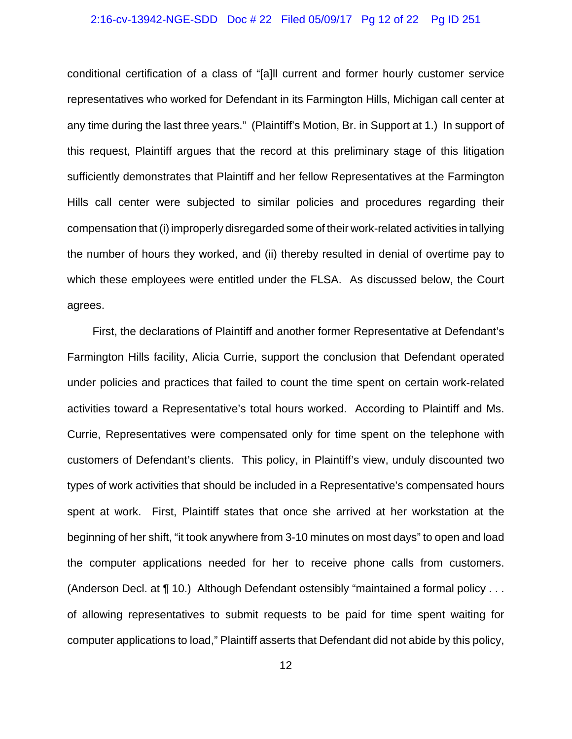conditional certification of a class of "[a]ll current and former hourly customer service representatives who worked for Defendant in its Farmington Hills, Michigan call center at any time during the last three years." (Plaintiff's Motion, Br. in Support at 1.) In support of this request, Plaintiff argues that the record at this preliminary stage of this litigation sufficiently demonstrates that Plaintiff and her fellow Representatives at the Farmington Hills call center were subjected to similar policies and procedures regarding their compensation that (i) improperly disregarded some of their work-related activities in tallying the number of hours they worked, and (ii) thereby resulted in denial of overtime pay to which these employees were entitled under the FLSA. As discussed below, the Court agrees.

First, the declarations of Plaintiff and another former Representative at Defendant's Farmington Hills facility, Alicia Currie, support the conclusion that Defendant operated under policies and practices that failed to count the time spent on certain work-related activities toward a Representative's total hours worked. According to Plaintiff and Ms. Currie, Representatives were compensated only for time spent on the telephone with customers of Defendant's clients. This policy, in Plaintiff's view, unduly discounted two types of work activities that should be included in a Representative's compensated hours spent at work. First, Plaintiff states that once she arrived at her workstation at the beginning of her shift, "it took anywhere from 3-10 minutes on most days" to open and load the computer applications needed for her to receive phone calls from customers. (Anderson Decl. at ¶ 10.) Although Defendant ostensibly "maintained a formal policy . . . of allowing representatives to submit requests to be paid for time spent waiting for computer applications to load," Plaintiff asserts that Defendant did not abide by this policy,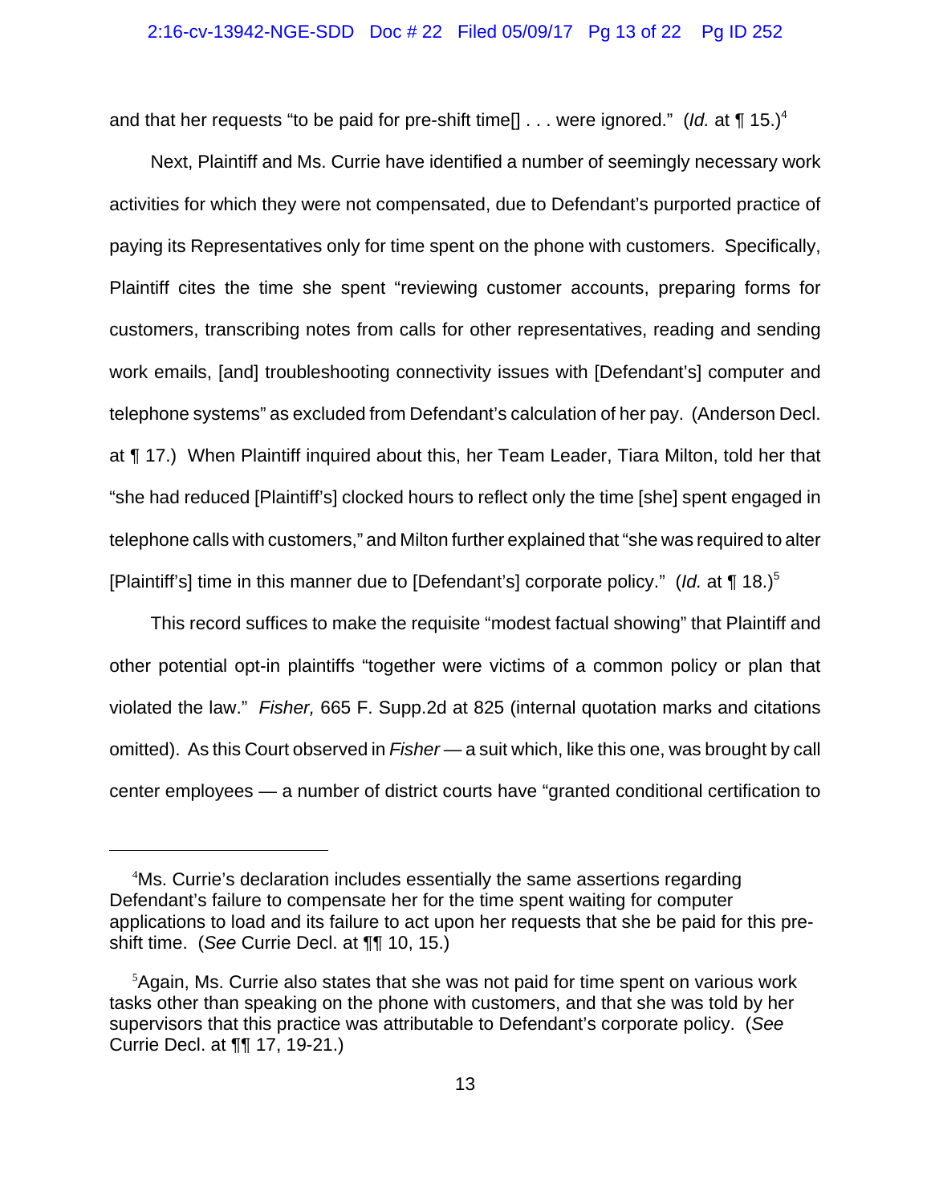and that her requests "to be paid for pre-shift time[] . . . were ignored." (*Id.* at ¶ 15.)[4]

Next, Plaintiff and Ms. Currie have identified a number of seemingly necessary work activities for which they were not compensated, due to Defendant's purported practice of paying its Representatives only for time spent on the phone with customers. Specifically, Plaintiff cites the time she spent "reviewing customer accounts, preparing forms for customers, transcribing notes from calls for other representatives, reading and sending work emails, [and] troubleshooting connectivity issues with [Defendant's] computer and telephone systems" as excluded from Defendant's calculation of her pay. (Anderson Decl. at ¶ 17.) When Plaintiff inquired about this, her Team Leader, Tiara Milton, told her that "she had reduced [Plaintiff's] clocked hours to reflect only the time [she] spent engaged in telephone calls with customers," and Milton further explained that "she was required to alter [Plaintiff's] time in this manner due to [Defendant's] corporate policy." (*Id.* at ¶ 18.)[5]

This record suffices to make the requisite "modest factual showing" that Plaintiff and other potential opt-in plaintiffs "together were victims of a common policy or plan that violated the law." *Fisher,* 665 F. Supp.2d at 825 (internal quotation marks and citations omitted). As this Court observed in *Fisher* — a suit which, like this one, was brought by call center employees — a number of district courts have "granted conditional certification to

---

[4]Ms. Currie's declaration includes essentially the same assertions regarding Defendant's failure to compensate her for the time spent waiting for computer applications to load and its failure to act upon her requests that she be paid for this pre-shift time. (*See* Currie Decl. at ¶¶ 10, 15.)

[5]Again, Ms. Currie also states that she was not paid for time spent on various work tasks other than speaking on the phone with customers, and that she was told by her supervisors that this practice was attributable to Defendant's corporate policy. (*See* Currie Decl. at ¶¶ 17, 19-21.)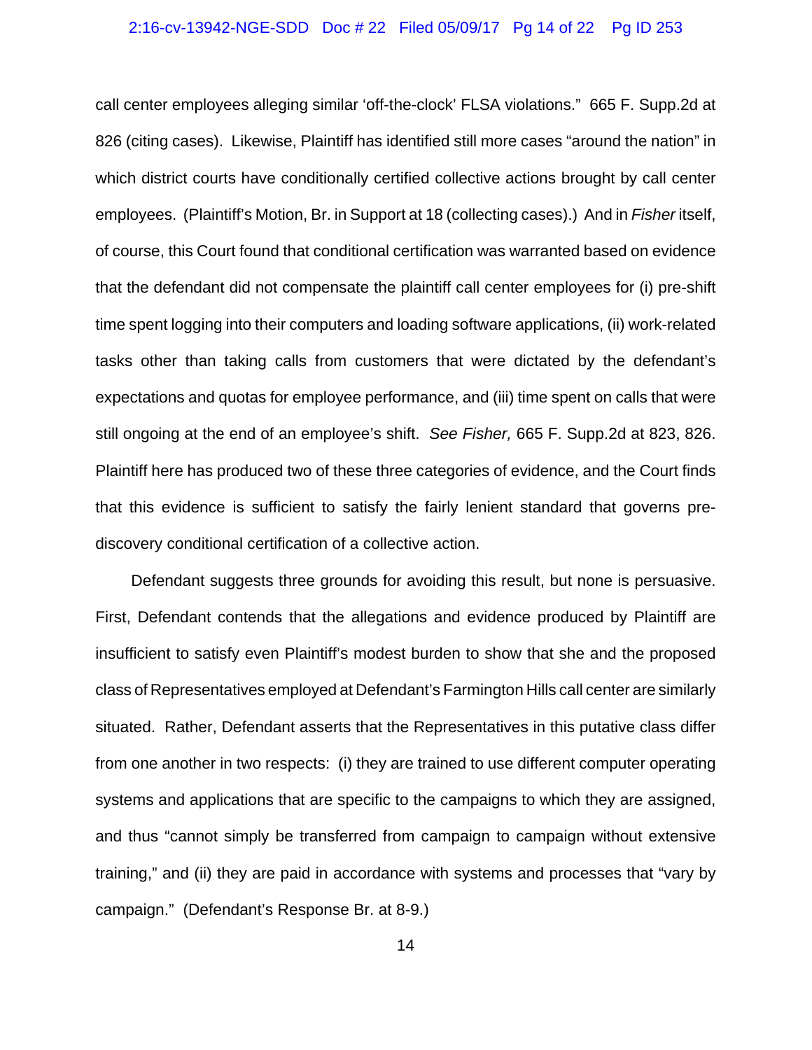call center employees alleging similar 'off-the-clock' FLSA violations." 665 F. Supp.2d at 826 (citing cases). Likewise, Plaintiff has identified still more cases "around the nation" in which district courts have conditionally certified collective actions brought by call center employees. (Plaintiff's Motion, Br. in Support at 18 (collecting cases).) And in *Fisher* itself, of course, this Court found that conditional certification was warranted based on evidence that the defendant did not compensate the plaintiff call center employees for (i) pre-shift time spent logging into their computers and loading software applications, (ii) work-related tasks other than taking calls from customers that were dictated by the defendant's expectations and quotas for employee performance, and (iii) time spent on calls that were still ongoing at the end of an employee's shift. *See Fisher,* 665 F. Supp.2d at 823, 826. Plaintiff here has produced two of these three categories of evidence, and the Court finds that this evidence is sufficient to satisfy the fairly lenient standard that governs pre-discovery conditional certification of a collective action.

Defendant suggests three grounds for avoiding this result, but none is persuasive. First, Defendant contends that the allegations and evidence produced by Plaintiff are insufficient to satisfy even Plaintiff's modest burden to show that she and the proposed class of Representatives employed at Defendant's Farmington Hills call center are similarly situated. Rather, Defendant asserts that the Representatives in this putative class differ from one another in two respects: (i) they are trained to use different computer operating systems and applications that are specific to the campaigns to which they are assigned, and thus "cannot simply be transferred from campaign to campaign without extensive training," and (ii) they are paid in accordance with systems and processes that "vary by campaign." (Defendant's Response Br. at 8-9.)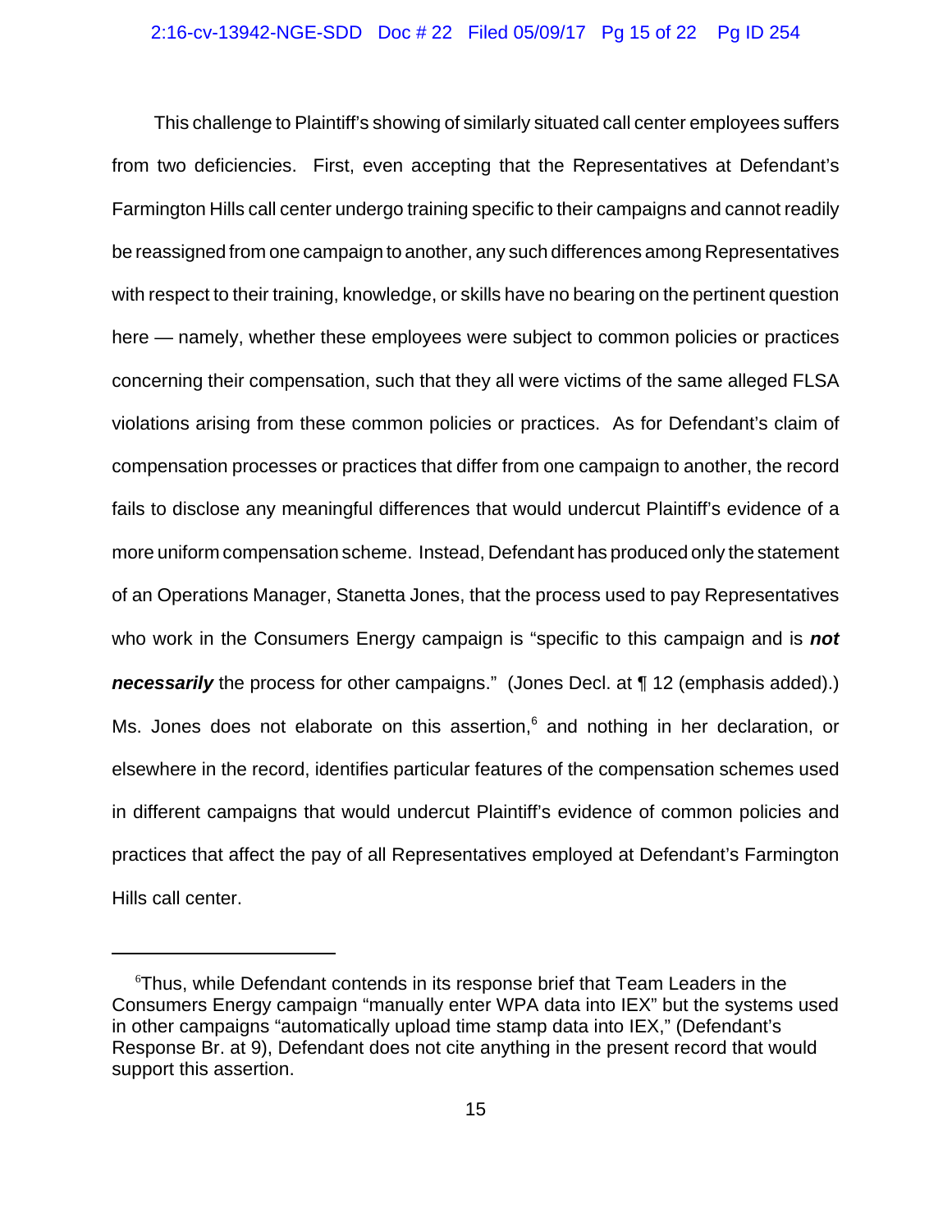This challenge to Plaintiff's showing of similarly situated call center employees suffers from two deficiencies. First, even accepting that the Representatives at Defendant's Farmington Hills call center undergo training specific to their campaigns and cannot readily be reassigned from one campaign to another, any such differences among Representatives with respect to their training, knowledge, or skills have no bearing on the pertinent question here — namely, whether these employees were subject to common policies or practices concerning their compensation, such that they all were victims of the same alleged FLSA violations arising from these common policies or practices. As for Defendant's claim of compensation processes or practices that differ from one campaign to another, the record fails to disclose any meaningful differences that would undercut Plaintiff's evidence of a more uniform compensation scheme. Instead, Defendant has produced only the statement of an Operations Manager, Stanetta Jones, that the process used to pay Representatives who work in the Consumers Energy campaign is "specific to this campaign and is ***not necessarily*** the process for other campaigns." (Jones Decl. at ¶ 12 (emphasis added).) Ms. Jones does not elaborate on this assertion,[6] and nothing in her declaration, or elsewhere in the record, identifies particular features of the compensation schemes used in different campaigns that would undercut Plaintiff's evidence of common policies and practices that affect the pay of all Representatives employed at Defendant's Farmington Hills call center.

---

[6]Thus, while Defendant contends in its response brief that Team Leaders in the Consumers Energy campaign "manually enter WPA data into IEX" but the systems used in other campaigns "automatically upload time stamp data into IEX," (Defendant's Response Br. at 9), Defendant does not cite anything in the present record that would support this assertion.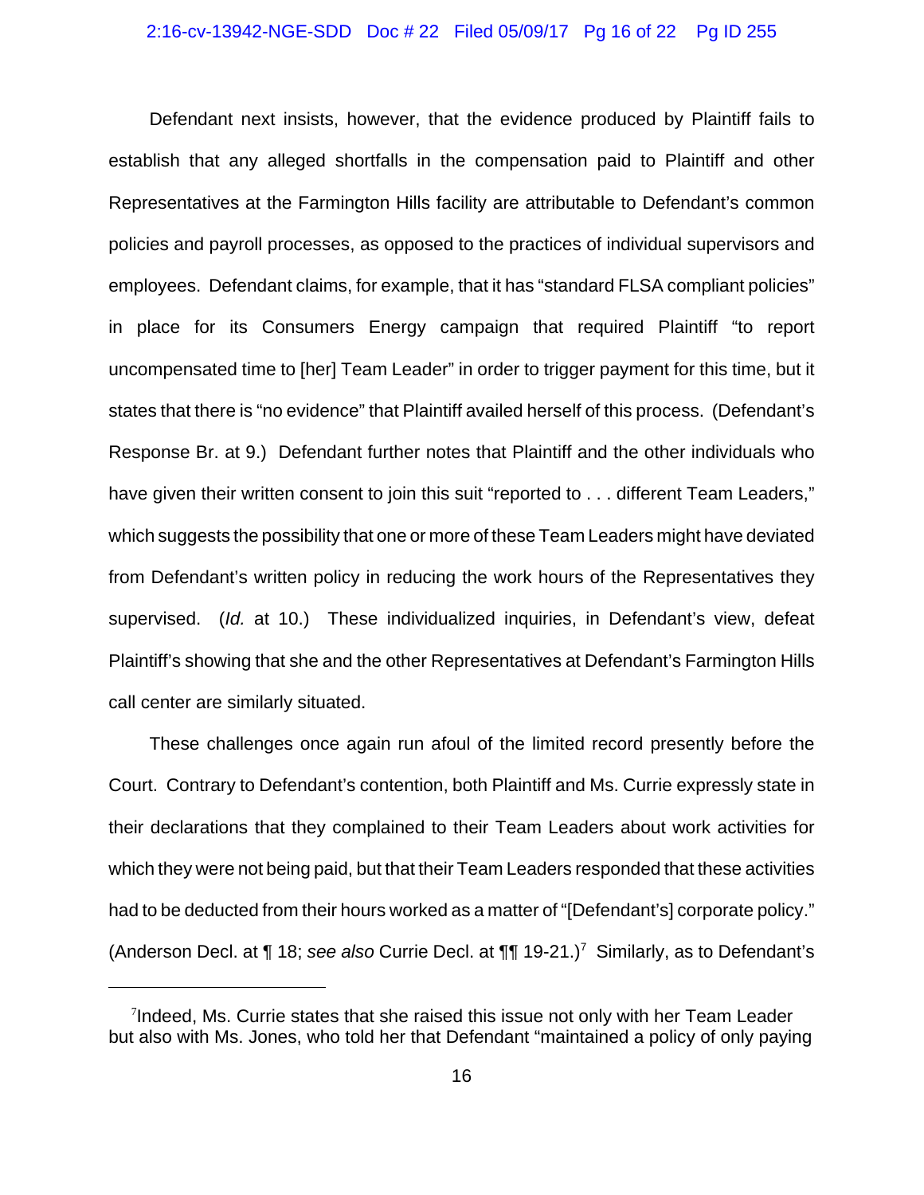Defendant next insists, however, that the evidence produced by Plaintiff fails to establish that any alleged shortfalls in the compensation paid to Plaintiff and other Representatives at the Farmington Hills facility are attributable to Defendant's common policies and payroll processes, as opposed to the practices of individual supervisors and employees. Defendant claims, for example, that it has "standard FLSA compliant policies" in place for its Consumers Energy campaign that required Plaintiff "to report uncompensated time to [her] Team Leader" in order to trigger payment for this time, but it states that there is "no evidence" that Plaintiff availed herself of this process. (Defendant's Response Br. at 9.) Defendant further notes that Plaintiff and the other individuals who have given their written consent to join this suit "reported to . . . different Team Leaders," which suggests the possibility that one or more of these Team Leaders might have deviated from Defendant's written policy in reducing the work hours of the Representatives they supervised. (*Id.* at 10.) These individualized inquiries, in Defendant's view, defeat Plaintiff's showing that she and the other Representatives at Defendant's Farmington Hills call center are similarly situated.

These challenges once again run afoul of the limited record presently before the Court. Contrary to Defendant's contention, both Plaintiff and Ms. Currie expressly state in their declarations that they complained to their Team Leaders about work activities for which they were not being paid, but that their Team Leaders responded that these activities had to be deducted from their hours worked as a matter of "[Defendant's] corporate policy." (Anderson Decl. at ¶ 18; *see also* Currie Decl. at ¶¶ 19-21.)[7] Similarly, as to Defendant's

---

[7]Indeed, Ms. Currie states that she raised this issue not only with her Team Leader but also with Ms. Jones, who told her that Defendant "maintained a policy of only paying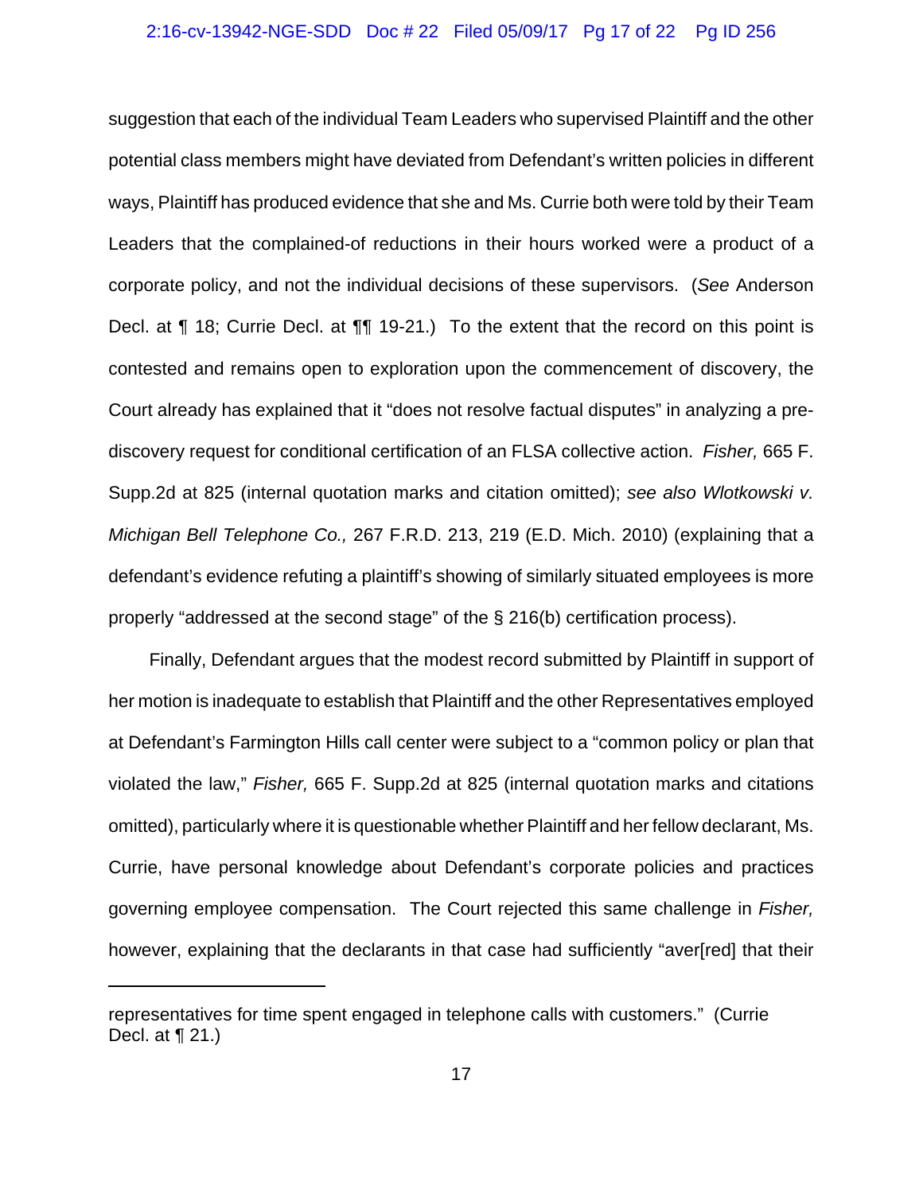suggestion that each of the individual Team Leaders who supervised Plaintiff and the other potential class members might have deviated from Defendant's written policies in different ways, Plaintiff has produced evidence that she and Ms. Currie both were told by their Team Leaders that the complained-of reductions in their hours worked were a product of a corporate policy, and not the individual decisions of these supervisors. (*See* Anderson Decl. at ¶ 18; Currie Decl. at ¶¶ 19-21.) To the extent that the record on this point is contested and remains open to exploration upon the commencement of discovery, the Court already has explained that it "does not resolve factual disputes" in analyzing a pre-discovery request for conditional certification of an FLSA collective action. *Fisher,* 665 F. Supp.2d at 825 (internal quotation marks and citation omitted); *see also Wlotkowski v. Michigan Bell Telephone Co.,* 267 F.R.D. 213, 219 (E.D. Mich. 2010) (explaining that a defendant's evidence refuting a plaintiff's showing of similarly situated employees is more properly "addressed at the second stage" of the § 216(b) certification process).

Finally, Defendant argues that the modest record submitted by Plaintiff in support of her motion is inadequate to establish that Plaintiff and the other Representatives employed at Defendant's Farmington Hills call center were subject to a "common policy or plan that violated the law," *Fisher,* 665 F. Supp.2d at 825 (internal quotation marks and citations omitted), particularly where it is questionable whether Plaintiff and her fellow declarant, Ms. Currie, have personal knowledge about Defendant's corporate policies and practices governing employee compensation. The Court rejected this same challenge in *Fisher,* however, explaining that the declarants in that case had sufficiently "aver[red] that their

---

representatives for time spent engaged in telephone calls with customers." (Currie Decl. at ¶ 21.)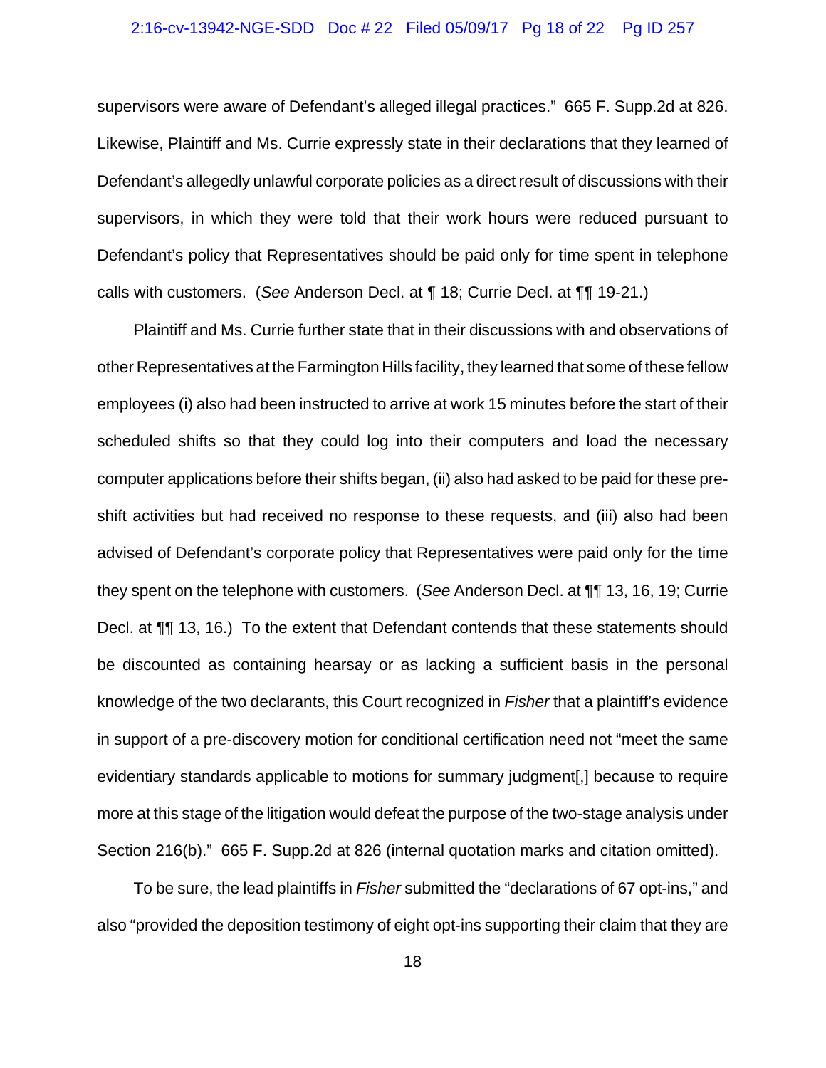supervisors were aware of Defendant's alleged illegal practices." 665 F. Supp.2d at 826. Likewise, Plaintiff and Ms. Currie expressly state in their declarations that they learned of Defendant's allegedly unlawful corporate policies as a direct result of discussions with their supervisors, in which they were told that their work hours were reduced pursuant to Defendant's policy that Representatives should be paid only for time spent in telephone calls with customers. (*See* Anderson Decl. at ¶ 18; Currie Decl. at ¶¶ 19-21.)

Plaintiff and Ms. Currie further state that in their discussions with and observations of other Representatives at the Farmington Hills facility, they learned that some of these fellow employees (i) also had been instructed to arrive at work 15 minutes before the start of their scheduled shifts so that they could log into their computers and load the necessary computer applications before their shifts began, (ii) also had asked to be paid for these pre-shift activities but had received no response to these requests, and (iii) also had been advised of Defendant's corporate policy that Representatives were paid only for the time they spent on the telephone with customers. (*See* Anderson Decl. at ¶¶ 13, 16, 19; Currie Decl. at ¶¶ 13, 16.) To the extent that Defendant contends that these statements should be discounted as containing hearsay or as lacking a sufficient basis in the personal knowledge of the two declarants, this Court recognized in *Fisher* that a plaintiff's evidence in support of a pre-discovery motion for conditional certification need not "meet the same evidentiary standards applicable to motions for summary judgment[,] because to require more at this stage of the litigation would defeat the purpose of the two-stage analysis under Section 216(b)." 665 F. Supp.2d at 826 (internal quotation marks and citation omitted).

To be sure, the lead plaintiffs in *Fisher* submitted the "declarations of 67 opt-ins," and also "provided the deposition testimony of eight opt-ins supporting their claim that they are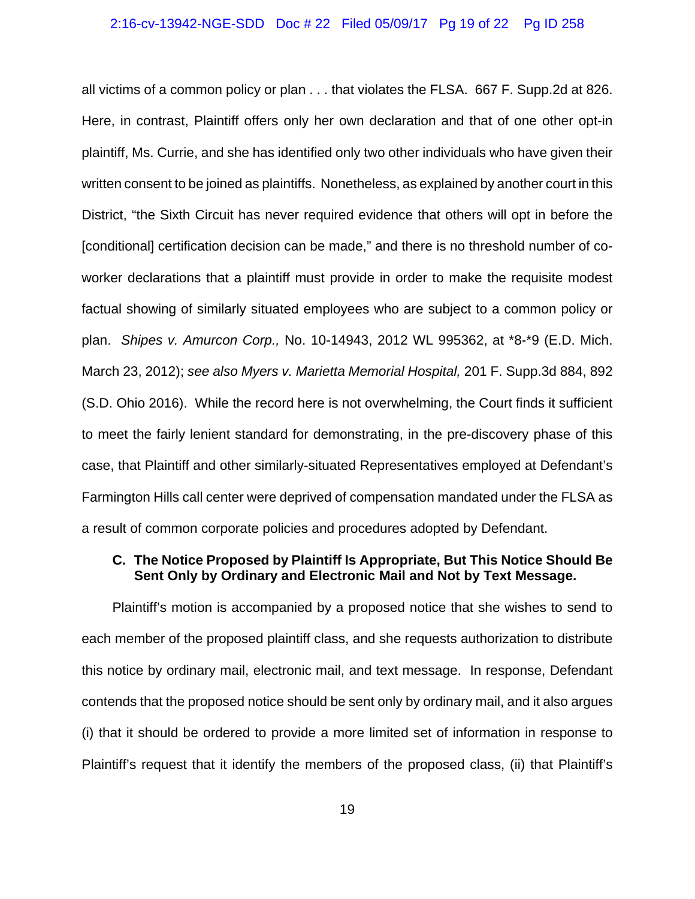all victims of a common policy or plan . . . that violates the FLSA. 667 F. Supp.2d at 826. Here, in contrast, Plaintiff offers only her own declaration and that of one other opt-in plaintiff, Ms. Currie, and she has identified only two other individuals who have given their written consent to be joined as plaintiffs. Nonetheless, as explained by another court in this District, "the Sixth Circuit has never required evidence that others will opt in before the [conditional] certification decision can be made," and there is no threshold number of co-worker declarations that a plaintiff must provide in order to make the requisite modest factual showing of similarly situated employees who are subject to a common policy or plan. *Shipes v. Amurcon Corp.,* No. 10-14943, 2012 WL 995362, at *8-*9 (E.D. Mich. March 23, 2012); *see also Myers v. Marietta Memorial Hospital,* 201 F. Supp.3d 884, 892 (S.D. Ohio 2016). While the record here is not overwhelming, the Court finds it sufficient to meet the fairly lenient standard for demonstrating, in the pre-discovery phase of this case, that Plaintiff and other similarly-situated Representatives employed at Defendant's Farmington Hills call center were deprived of compensation mandated under the FLSA as a result of common corporate policies and procedures adopted by Defendant.

### C. The Notice Proposed by Plaintiff Is Appropriate, But This Notice Should Be Sent Only by Ordinary and Electronic Mail and Not by Text Message.

Plaintiff's motion is accompanied by a proposed notice that she wishes to send to each member of the proposed plaintiff class, and she requests authorization to distribute this notice by ordinary mail, electronic mail, and text message. In response, Defendant contends that the proposed notice should be sent only by ordinary mail, and it also argues (i) that it should be ordered to provide a more limited set of information in response to Plaintiff's request that it identify the members of the proposed class, (ii) that Plaintiff's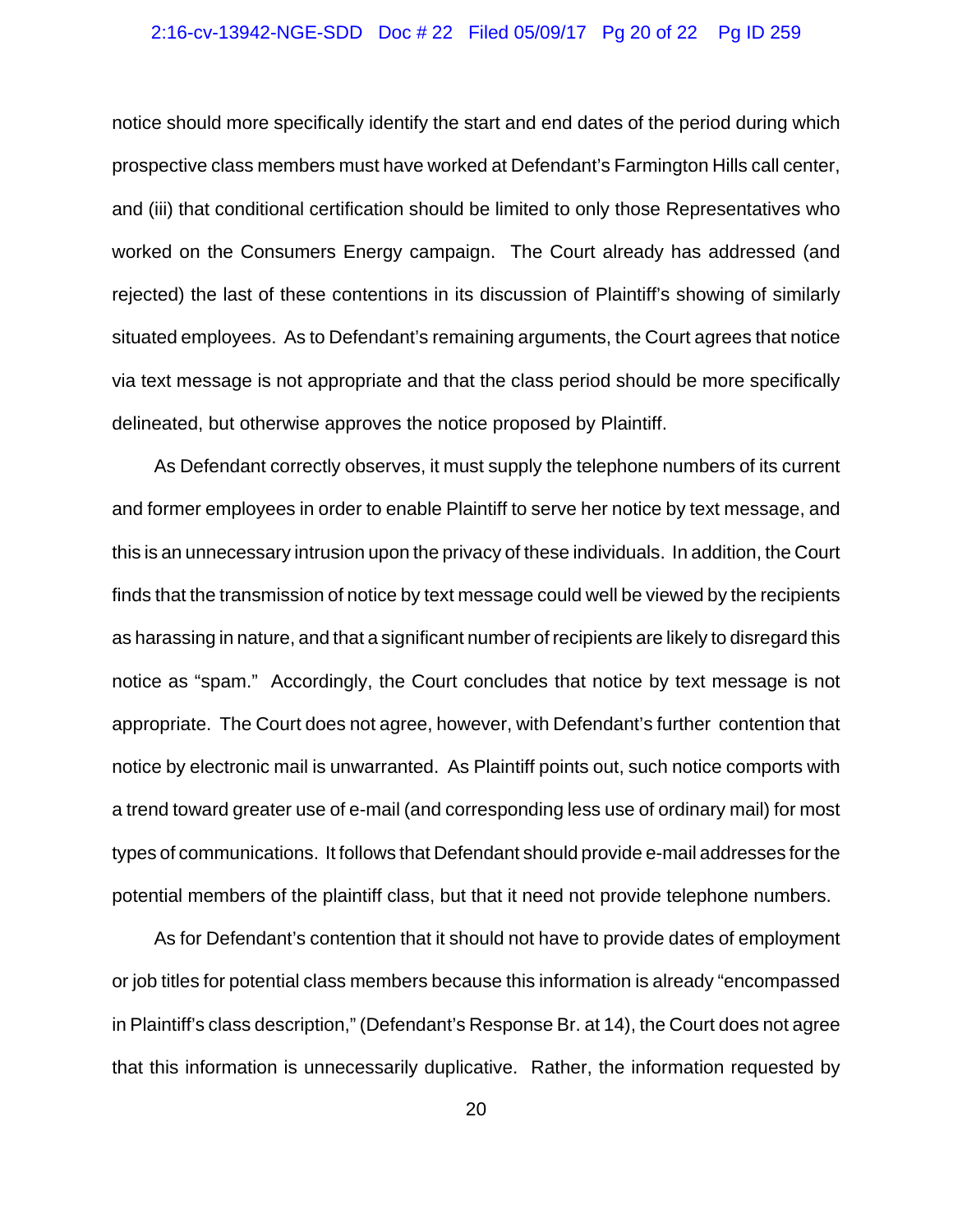notice should more specifically identify the start and end dates of the period during which prospective class members must have worked at Defendant's Farmington Hills call center, and (iii) that conditional certification should be limited to only those Representatives who worked on the Consumers Energy campaign. The Court already has addressed (and rejected) the last of these contentions in its discussion of Plaintiff's showing of similarly situated employees. As to Defendant's remaining arguments, the Court agrees that notice via text message is not appropriate and that the class period should be more specifically delineated, but otherwise approves the notice proposed by Plaintiff.

As Defendant correctly observes, it must supply the telephone numbers of its current and former employees in order to enable Plaintiff to serve her notice by text message, and this is an unnecessary intrusion upon the privacy of these individuals. In addition, the Court finds that the transmission of notice by text message could well be viewed by the recipients as harassing in nature, and that a significant number of recipients are likely to disregard this notice as "spam." Accordingly, the Court concludes that notice by text message is not appropriate. The Court does not agree, however, with Defendant's further contention that notice by electronic mail is unwarranted. As Plaintiff points out, such notice comports with a trend toward greater use of e-mail (and corresponding less use of ordinary mail) for most types of communications. It follows that Defendant should provide e-mail addresses for the potential members of the plaintiff class, but that it need not provide telephone numbers.

As for Defendant's contention that it should not have to provide dates of employment or job titles for potential class members because this information is already "encompassed in Plaintiff's class description," (Defendant's Response Br. at 14), the Court does not agree that this information is unnecessarily duplicative. Rather, the information requested by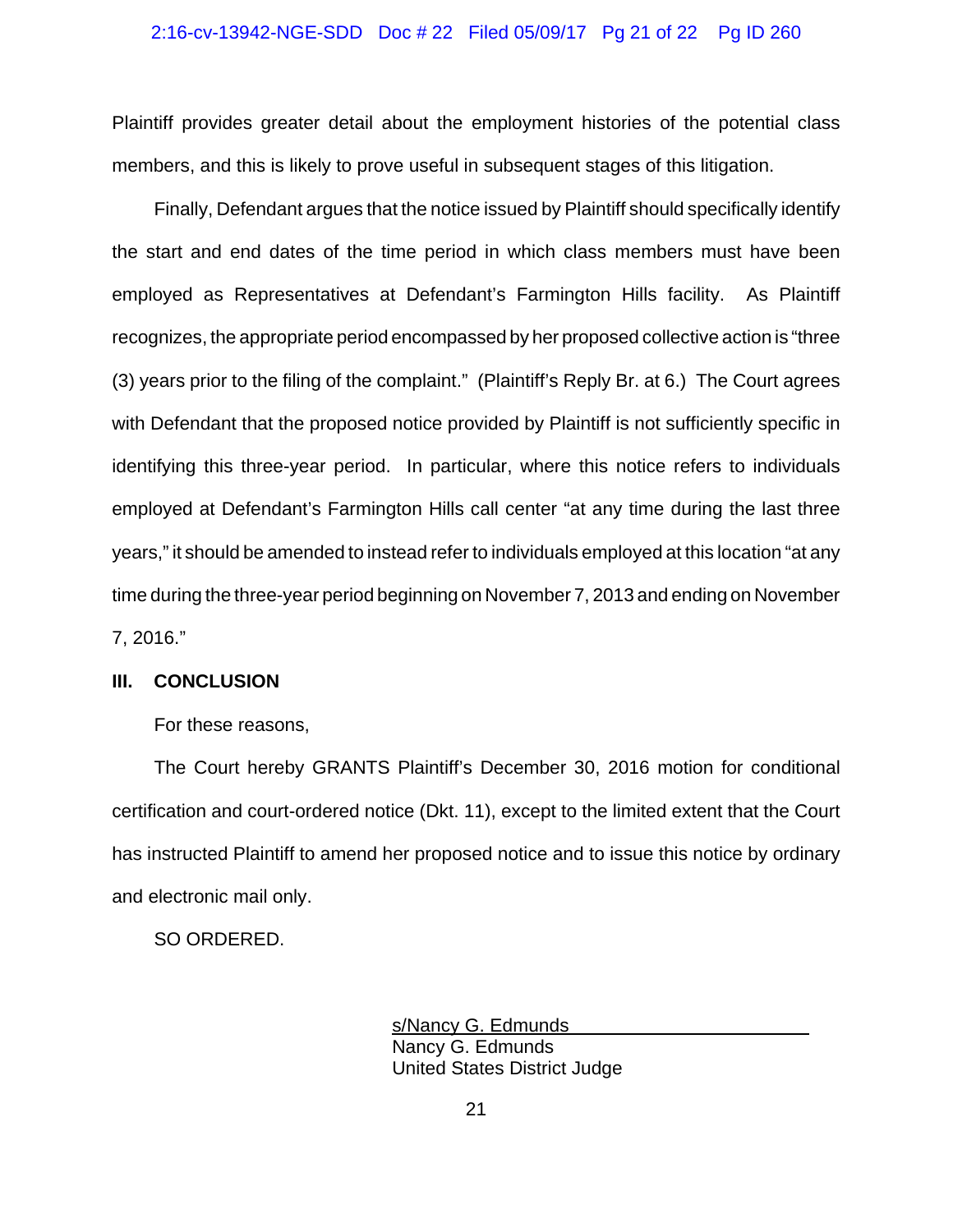Plaintiff provides greater detail about the employment histories of the potential class members, and this is likely to prove useful in subsequent stages of this litigation.

Finally, Defendant argues that the notice issued by Plaintiff should specifically identify the start and end dates of the time period in which class members must have been employed as Representatives at Defendant's Farmington Hills facility. As Plaintiff recognizes, the appropriate period encompassed by her proposed collective action is "three (3) years prior to the filing of the complaint." (Plaintiff's Reply Br. at 6.) The Court agrees with Defendant that the proposed notice provided by Plaintiff is not sufficiently specific in identifying this three-year period. In particular, where this notice refers to individuals employed at Defendant's Farmington Hills call center "at any time during the last three years," it should be amended to instead refer to individuals employed at this location "at any time during the three-year period beginning on November 7, 2013 and ending on November 7, 2016."

## III. CONCLUSION

For these reasons,

The Court hereby GRANTS Plaintiff's December 30, 2016 motion for conditional certification and court-ordered notice (Dkt. 11), except to the limited extent that the Court has instructed Plaintiff to amend her proposed notice and to issue this notice by ordinary and electronic mail only.

SO ORDERED.

s/Nancy G. Edmunds
Nancy G. Edmunds
United States District Judge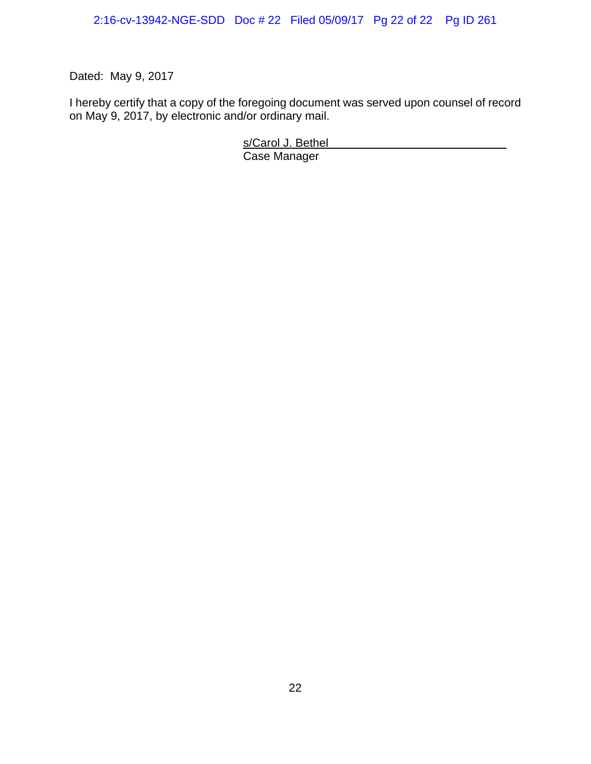Dated: May 9, 2017

I hereby certify that a copy of the foregoing document was served upon counsel of record on May 9, 2017, by electronic and/or ordinary mail.

s/Carol J. Bethel
Case Manager